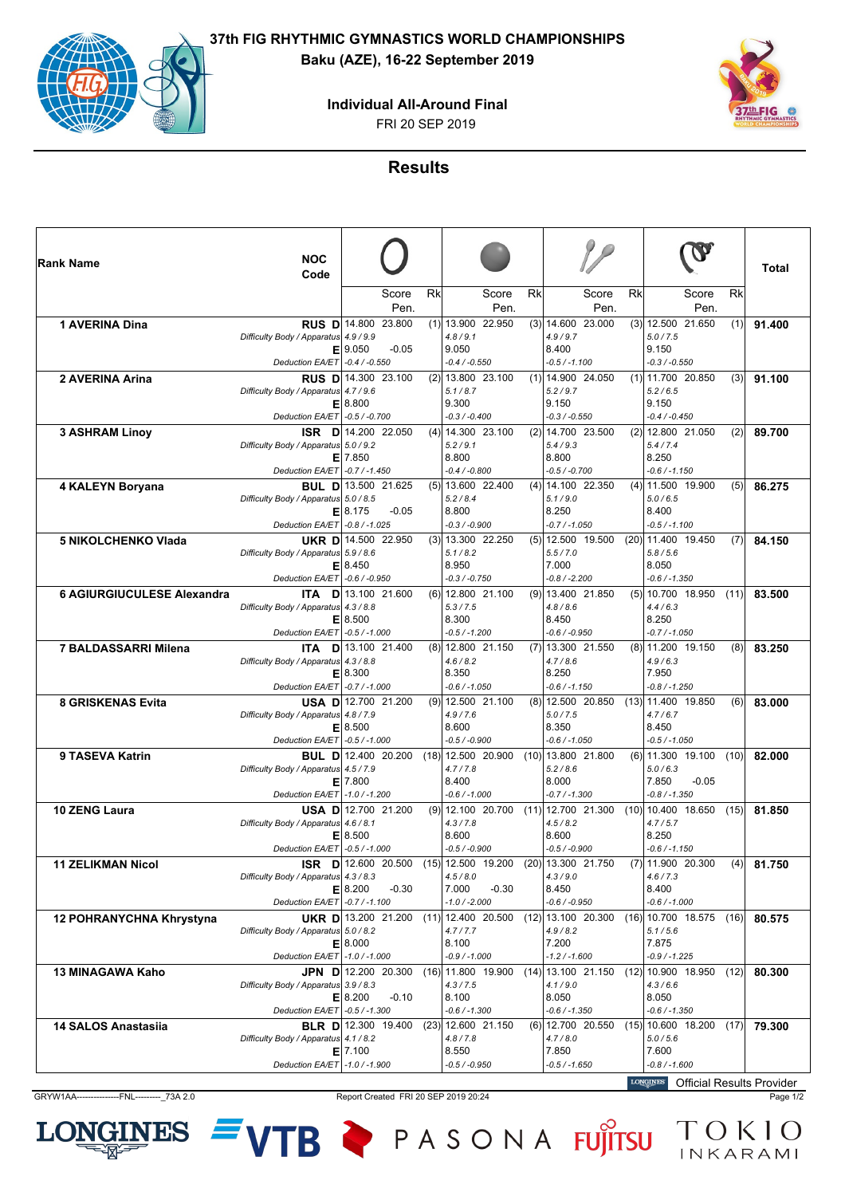# 37th FIG RHYTHMIC GYMNASTICS WORLD CHAMPIONSHIPS

**Baku (AZE), 16-22 September 2019**

## Individual All-Around Final

FRI 20 SEP 2019

## Results

| Rank | Name | NOC Code | | Hoop Score | Hoop Pen. | Rk | Ball Score | Ball Pen. | Rk | Clubs Score | Clubs Pen. | Rk | Ribbon Score | Ribbon Pen. | Rk | Total |
|---|---|---|---|---|---|---|---|---|---|---|---|---|---|---|---|---|
| 1 | AVERINA Dina | RUS | D | 14.800 | 23.800 | (1) | 13.900 | 22.950 | (3) | 14.600 | 23.000 | (3) | 12.500 | 21.650 | (1) | 91.400 |
| | | | Difficulty Body / Apparatus | 4.9 / 9.9 | | | 4.8 / 9.1 | | | 4.9 / 9.7 | | | 5.0 / 7.5 | | | |
| | | | E | 9.050 | -0.05 | | 9.050 | | | 8.400 | | | 9.150 | | | |
| | | | Deduction EA/ET | -0.4 / -0.550 | | | -0.4 / -0.550 | | | -0.5 / -1.100 | | | -0.3 / -0.550 | | | |
| 2 | AVERINA Arina | RUS | D | 14.300 | 23.100 | (2) | 13.800 | 23.100 | (1) | 14.900 | 24.050 | (1) | 11.700 | 20.850 | (3) | 91.100 |
| | | | Difficulty Body / Apparatus | 4.7 / 9.6 | | | 5.1 / 8.7 | | | 5.2 / 9.7 | | | 5.2 / 6.5 | | | |
| | | | E | 8.800 | | | 9.300 | | | 9.150 | | | 9.150 | | | |
| | | | Deduction EA/ET | -0.5 / -0.700 | | | -0.3 / -0.400 | | | -0.3 / -0.550 | | | -0.4 / -0.450 | | | |
| 3 | ASHRAM Linoy | ISR | D | 14.200 | 22.050 | (4) | 14.300 | 23.100 | (2) | 14.700 | 23.500 | (2) | 12.800 | 21.050 | (2) | 89.700 |
| | | | Difficulty Body / Apparatus | 5.0 / 9.2 | | | 5.2 / 9.1 | | | 5.4 / 9.3 | | | 5.4 / 7.4 | | | |
| | | | E | 7.850 | | | 8.800 | | | 8.800 | | | 8.250 | | | |
| | | | Deduction EA/ET | -0.7 / -1.450 | | | -0.4 / -0.800 | | | -0.5 / -0.700 | | | -0.6 / -1.150 | | | |
| 4 | KALEYN Boryana | BUL | D | 13.500 | 21.625 | (5) | 13.600 | 22.400 | (4) | 14.100 | 22.350 | (4) | 11.500 | 19.900 | (5) | 86.275 |
| | | | Difficulty Body / Apparatus | 5.0 / 8.5 | | | 5.2 / 8.4 | | | 5.1 / 9.0 | | | 5.0 / 6.5 | | | |
| | | | E | 8.175 | -0.05 | | 8.800 | | | 8.250 | | | 8.400 | | | |
| | | | Deduction EA/ET | -0.8 / -1.025 | | | -0.3 / -0.900 | | | -0.7 / -1.050 | | | -0.5 / -1.100 | | | |
| 5 | NIKOLCHENKO Vlada | UKR | D | 14.500 | 22.950 | (3) | 13.300 | 22.250 | (5) | 12.500 | 19.500 | (20) | 11.400 | 19.450 | (7) | 84.150 |
| | | | Difficulty Body / Apparatus | 5.9 / 8.6 | | | 5.1 / 8.2 | | | 5.5 / 7.0 | | | 5.8 / 5.6 | | | |
| | | | E | 8.450 | | | 8.950 | | | 7.000 | | | 8.050 | | | |
| | | | Deduction EA/ET | -0.6 / -0.950 | | | -0.3 / -0.750 | | | -0.8 / -2.200 | | | -0.6 / -1.350 | | | |
| 6 | AGIURGIUCULESE Alexandra | ITA | D | 13.100 | 21.600 | (6) | 12.800 | 21.100 | (9) | 13.400 | 21.850 | (5) | 10.700 | 18.950 | (11) | 83.500 |
| | | | Difficulty Body / Apparatus | 4.3 / 8.8 | | | 5.3 / 7.5 | | | 4.8 / 8.6 | | | 4.4 / 6.3 | | | |
| | | | E | 8.500 | | | 8.300 | | | 8.450 | | | 8.250 | | | |
| | | | Deduction EA/ET | -0.5 / -1.000 | | | -0.5 / -1.200 | | | -0.6 / -0.950 | | | -0.7 / -1.050 | | | |
| 7 | BALDASSARRI Milena | ITA | D | 13.100 | 21.400 | (8) | 12.800 | 21.150 | (7) | 13.300 | 21.550 | (8) | 11.200 | 19.150 | (8) | 83.250 |
| | | | Difficulty Body / Apparatus | 4.3 / 8.8 | | | 4.6 / 8.2 | | | 4.7 / 8.6 | | | 4.9 / 6.3 | | | |
| | | | E | 8.300 | | | 8.350 | | | 8.250 | | | 7.950 | | | |
| | | | Deduction EA/ET | -0.7 / -1.000 | | | -0.6 / -1.050 | | | -0.6 / -1.150 | | | -0.8 / -1.250 | | | |
| 8 | GRISKENAS Evita | USA | D | 12.700 | 21.200 | (9) | 12.500 | 21.100 | (8) | 12.500 | 20.850 | (13) | 11.400 | 19.850 | (6) | 83.000 |
| | | | Difficulty Body / Apparatus | 4.8 / 7.9 | | | 4.9 / 7.6 | | | 5.0 / 7.5 | | | 4.7 / 6.7 | | | |
| | | | E | 8.500 | | | 8.600 | | | 8.350 | | | 8.450 | | | |
| | | | Deduction EA/ET | -0.5 / -1.000 | | | -0.5 / -0.900 | | | -0.6 / -1.050 | | | -0.5 / -1.050 | | | |
| 9 | TASEVA Katrin | BUL | D | 12.400 | 20.200 | (18) | 12.500 | 20.900 | (10) | 13.800 | 21.800 | (6) | 11.300 | 19.100 | (10) | 82.000 |
| | | | Difficulty Body / Apparatus | 4.5 / 7.9 | | | 4.7 / 7.8 | | | 5.2 / 8.6 | | | 5.0 / 6.3 | | | |
| | | | E | 7.800 | | | 8.400 | | | 8.000 | | | 7.850 | -0.05 | | |
| | | | Deduction EA/ET | -1.0 / -1.200 | | | -0.6 / -1.000 | | | -0.7 / -1.300 | | | -0.8 / -1.350 | | | |
| 10 | ZENG Laura | USA | D | 12.700 | 21.200 | (9) | 12.100 | 20.700 | (11) | 12.700 | 21.300 | (10) | 10.400 | 18.650 | (15) | 81.850 |
| | | | Difficulty Body / Apparatus | 4.6 / 8.1 | | | 4.3 / 7.8 | | | 4.5 / 8.2 | | | 4.7 / 5.7 | | | |
| | | | E | 8.500 | | | 8.600 | | | 8.600 | | | 8.250 | | | |
| | | | Deduction EA/ET | -0.5 / -1.000 | | | -0.5 / -0.900 | | | -0.5 / -0.900 | | | -0.6 / -1.150 | | | |
| 11 | ZELIKMAN Nicol | ISR | D | 12.600 | 20.500 | (15) | 12.500 | 19.200 | (20) | 13.300 | 21.750 | (7) | 11.900 | 20.300 | (4) | 81.750 |
| | | | Difficulty Body / Apparatus | 4.3 / 8.3 | | | 4.5 / 8.0 | | | 4.3 / 9.0 | | | 4.6 / 7.3 | | | |
| | | | E | 8.200 | -0.30 | | 7.000 | -0.30 | | 8.450 | | | 8.400 | | | |
| | | | Deduction EA/ET | -0.7 / -1.100 | | | -1.0 / -2.000 | | | -0.6 / -0.950 | | | -0.6 / -1.000 | | | |
| 12 | POHRANYCHNA Khrystyna | UKR | D | 13.200 | 21.200 | (11) | 12.400 | 20.500 | (12) | 13.100 | 20.300 | (16) | 10.700 | 18.575 | (16) | 80.575 |
| | | | Difficulty Body / Apparatus | 5.0 / 8.2 | | | 4.7 / 7.7 | | | 4.9 / 8.2 | | | 5.1 / 5.6 | | | |
| | | | E | 8.000 | | | 8.100 | | | 7.200 | | | 7.875 | | | |
| | | | Deduction EA/ET | -1.0 / -1.000 | | | -0.9 / -1.000 | | | -1.2 / -1.600 | | | -0.9 / -1.225 | | | |
| 13 | MINAGAWA Kaho | JPN | D | 12.200 | 20.300 | (16) | 11.800 | 19.900 | (14) | 13.100 | 21.150 | (12) | 10.900 | 18.950 | (12) | 80.300 |
| | | | Difficulty Body / Apparatus | 3.9 / 8.3 | | | 4.3 / 7.5 | | | 4.1 / 9.0 | | | 4.3 / 6.6 | | | |
| | | | E | 8.200 | -0.10 | | 8.100 | | | 8.050 | | | 8.050 | | | |
| | | | Deduction EA/ET | -0.5 / -1.300 | | | -0.6 / -1.300 | | | -0.6 / -1.350 | | | -0.6 / -1.350 | | | |
| 14 | SALOS Anastasiia | BLR | D | 12.300 | 19.400 | (23) | 12.600 | 21.150 | (6) | 12.700 | 20.550 | (15) | 10.600 | 18.200 | (17) | 79.300 |
| | | | Difficulty Body / Apparatus | 4.1 / 8.2 | | | 4.8 / 7.8 | | | 4.7 / 8.0 | | | 5.0 / 5.6 | | | |
| | | | E | 7.100 | | | 8.550 | | | 7.850 | | | 7.600 | | | |
| | | | Deduction EA/ET | -1.0 / -1.900 | | | -0.5 / -0.950 | | | -0.5 / -1.650 | | | -0.8 / -1.600 | | | |

LONGINES Official Results Provider

GRYW1AA---------------FNL---------_73A 2.0

Report Created FRI 20 SEP 2019 20:24

LONGINES VTB PASONA FUJITSU TOKIO INKARAMI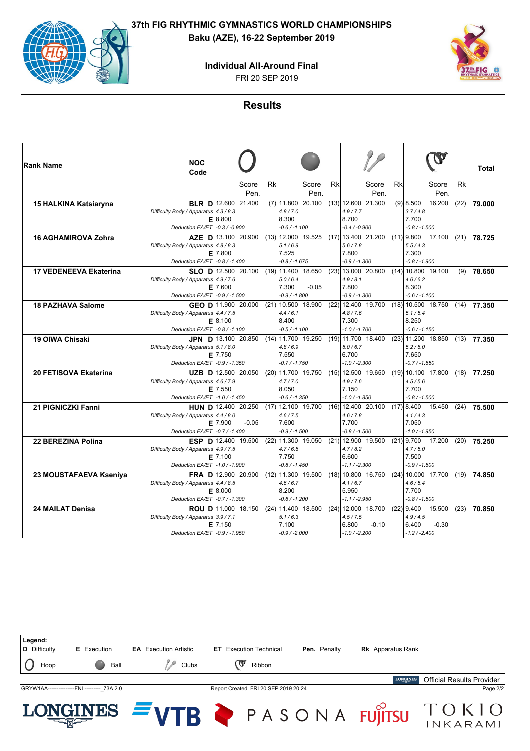37th FIG RHYTHMIC GYMNASTICS WORLD CHAMPIONSHIPS

Baku (AZE), 16-22 September 2019

Individual All-Around Final

FRI 20 SEP 2019

## Results

| Rank Name | NOC Code | | Hoop Score | Hoop Pen. | Hoop Rk | Ball Score | Ball Pen. | Ball Rk | Clubs Score | Clubs Pen. | Clubs Rk | Ribbon Score | Ribbon Pen. | Ribbon Rk | Total |
|---|---|---|---|---|---|---|---|---|---|---|---|---|---|---|---|
| 15 HALKINA Katsiaryna | BLR | D | 12.600 | 21.400 | (7) | 11.800 | 20.100 | (13) | 12.600 | 21.300 | (9) | 8.500 | 16.200 | (22) | 79.000 |
| | | Difficulty Body / Apparatus | 4.3 / 8.3 | | | 4.8 / 7.0 | | | 4.9 / 7.7 | | | 3.7 / 4.8 | | | |
| | | E | 8.800 | | | 8.300 | | | 8.700 | | | 7.700 | | | |
| | | Deduction EA/ET | -0.3 / -0.900 | | | -0.6 / -1.100 | | | -0.4 / -0.900 | | | -0.8 / -1.500 | | | |
| 16 AGHAMIROVA Zohra | AZE | D | 13.100 | 20.900 | (13) | 12.000 | 19.525 | (17) | 13.400 | 21.200 | (11) | 9.800 | 17.100 | (21) | 78.725 |
| | | Difficulty Body / Apparatus | 4.8 / 8.3 | | | 5.1 / 6.9 | | | 5.6 / 7.8 | | | 5.5 / 4.3 | | | |
| | | E | 7.800 | | | 7.525 | | | 7.800 | | | 7.300 | | | |
| | | Deduction EA/ET | -0.8 / -1.400 | | | -0.8 / -1.675 | | | -0.9 / -1.300 | | | -0.8 / -1.900 | | | |
| 17 VEDENEEVA Ekaterina | SLO | D | 12.500 | 20.100 | (19) | 11.400 | 18.650 | (23) | 13.000 | 20.800 | (14) | 10.800 | 19.100 | (9) | 78.650 |
| | | Difficulty Body / Apparatus | 4.9 / 7.6 | | | 5.0 / 6.4 | | | 4.9 / 8.1 | | | 4.6 / 6.2 | | | |
| | | E | 7.600 | | | 7.300 | -0.05 | | 7.800 | | | 8.300 | | | |
| | | Deduction EA/ET | -0.9 / -1.500 | | | -0.9 / -1.800 | | | -0.9 / -1.300 | | | -0.6 / -1.100 | | | |
| 18 PAZHAVA Salome | GEO | D | 11.900 | 20.000 | (21) | 10.500 | 18.900 | (22) | 12.400 | 19.700 | (18) | 10.500 | 18.750 | (14) | 77.350 |
| | | Difficulty Body / Apparatus | 4.4 / 7.5 | | | 4.4 / 6.1 | | | 4.8 / 7.6 | | | 5.1 / 5.4 | | | |
| | | E | 8.100 | | | 8.400 | | | 7.300 | | | 8.250 | | | |
| | | Deduction EA/ET | -0.8 / -1.100 | | | -0.5 / -1.100 | | | -1.0 / -1.700 | | | -0.6 / -1.150 | | | |
| 19 OIWA Chisaki | JPN | D | 13.100 | 20.850 | (14) | 11.700 | 19.250 | (19) | 11.700 | 18.400 | (23) | 11.200 | 18.850 | (13) | 77.350 |
| | | Difficulty Body / Apparatus | 5.1 / 8.0 | | | 4.8 / 6.9 | | | 5.0 / 6.7 | | | 5.2 / 6.0 | | | |
| | | E | 7.750 | | | 7.550 | | | 6.700 | | | 7.650 | | | |
| | | Deduction EA/ET | -0.9 / -1.350 | | | -0.7 / -1.750 | | | -1.0 / -2.300 | | | -0.7 / -1.650 | | | |
| 20 FETISOVA Ekaterina | UZB | D | 12.500 | 20.050 | (20) | 11.700 | 19.750 | (15) | 12.500 | 19.650 | (19) | 10.100 | 17.800 | (18) | 77.250 |
| | | Difficulty Body / Apparatus | 4.6 / 7.9 | | | 4.7 / 7.0 | | | 4.9 / 7.6 | | | 4.5 / 5.6 | | | |
| | | E | 7.550 | | | 8.050 | | | 7.150 | | | 7.700 | | | |
| | | Deduction EA/ET | -1.0 / -1.450 | | | -0.6 / -1.350 | | | -1.0 / -1.850 | | | -0.8 / -1.500 | | | |
| 21 PIGNICZKI Fanni | HUN | D | 12.400 | 20.250 | (17) | 12.100 | 19.700 | (16) | 12.400 | 20.100 | (17) | 8.400 | 15.450 | (24) | 75.500 |
| | | Difficulty Body / Apparatus | 4.4 / 8.0 | | | 4.6 / 7.5 | | | 4.6 / 7.8 | | | 4.1 / 4.3 | | | |
| | | E | 7.900 | -0.05 | | 7.600 | | | 7.700 | | | 7.050 | | | |
| | | Deduction EA/ET | -0.7 / -1.400 | | | -0.9 / -1.500 | | | -0.8 / -1.500 | | | -1.0 / -1.950 | | | |
| 22 BEREZINA Polina | ESP | D | 12.400 | 19.500 | (22) | 11.300 | 19.050 | (21) | 12.900 | 19.500 | (21) | 9.700 | 17.200 | (20) | 75.250 |
| | | Difficulty Body / Apparatus | 4.9 / 7.5 | | | 4.7 / 6.6 | | | 4.7 / 8.2 | | | 4.7 / 5.0 | | | |
| | | E | 7.100 | | | 7.750 | | | 6.600 | | | 7.500 | | | |
| | | Deduction EA/ET | -1.0 / -1.900 | | | -0.8 / -1.450 | | | -1.1 / -2.300 | | | -0.9 / -1.600 | | | |
| 23 MOUSTAFAEVA Kseniya | FRA | D | 12.900 | 20.900 | (12) | 11.300 | 19.500 | (18) | 10.800 | 16.750 | (24) | 10.000 | 17.700 | (19) | 74.850 |
| | | Difficulty Body / Apparatus | 4.4 / 8.5 | | | 4.6 / 6.7 | | | 4.1 / 6.7 | | | 4.6 / 5.4 | | | |
| | | E | 8.000 | | | 8.200 | | | 5.950 | | | 7.700 | | | |
| | | Deduction EA/ET | -0.7 / -1.300 | | | -0.6 / -1.200 | | | -1.1 / -2.950 | | | -0.8 / -1.500 | | | |
| 24 MAILAT Denisa | ROU | D | 11.000 | 18.150 | (24) | 11.400 | 18.500 | (24) | 12.000 | 18.700 | (22) | 9.400 | 15.500 | (23) | 70.850 |
| | | Difficulty Body / Apparatus | 3.9 / 7.1 | | | 5.1 / 6.3 | | | 4.5 / 7.5 | | | 4.9 / 4.5 | | | |
| | | E | 7.150 | | | 7.100 | | | 6.800 | -0.10 | | 6.400 | -0.30 | | |
| | | Deduction EA/ET | -0.9 / -1.950 | | | -0.9 / -2.000 | | | -1.0 / -2.200 | | | -1.2 / -2.400 | | | |

**Legend:**
**D** Difficulty **E** Execution **EA** Execution Artistic **ET** Execution Technical **Pen.** Penalty **Rk** Apparatus Rank

Hoop Ball Clubs Ribbon

LONGINES Official Results Provider

GRYW1AA---------------FNL---------_73A 2.0 Report Created FRI 20 SEP 2019 20:24